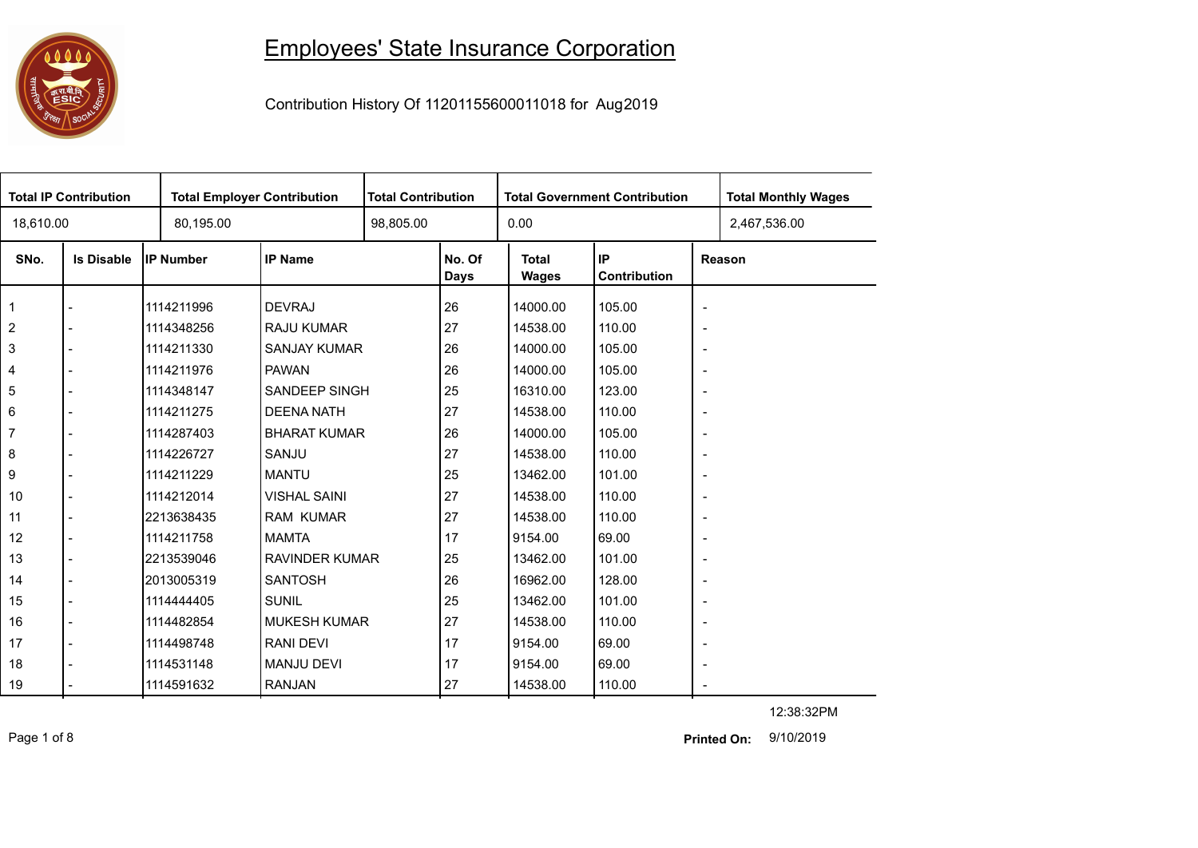# Employees' State Insurance Corporation

Contribution History Of 11201155600011018 for Aug2019

| Total IP Contribution | Total Employer Contribution | Total Contribution | Total Government Contribution | Total Monthly Wages |
|---|---|---|---|---|
| 18,610.00 | 80,195.00 | 98,805.00 | 0.00 | 2,467,536.00 |

| SNo. | Is Disable | IP Number | IP Name | No. Of Days | Total Wages | IP Contribution | Reason |
|---|---|---|---|---|---|---|---|
| 1 | - | 1114211996 | DEVRAJ | 26 | 14000.00 | 105.00 | - |
| 2 | - | 1114348256 | RAJU KUMAR | 27 | 14538.00 | 110.00 | - |
| 3 | - | 1114211330 | SANJAY KUMAR | 26 | 14000.00 | 105.00 | - |
| 4 | - | 1114211976 | PAWAN | 26 | 14000.00 | 105.00 | - |
| 5 | - | 1114348147 | SANDEEP SINGH | 25 | 16310.00 | 123.00 | - |
| 6 | - | 1114211275 | DEENA NATH | 27 | 14538.00 | 110.00 | - |
| 7 | - | 1114287403 | BHARAT KUMAR | 26 | 14000.00 | 105.00 | - |
| 8 | - | 1114226727 | SANJU | 27 | 14538.00 | 110.00 | - |
| 9 | - | 1114211229 | MANTU | 25 | 13462.00 | 101.00 | - |
| 10 | - | 1114212014 | VISHAL SAINI | 27 | 14538.00 | 110.00 | - |
| 11 | - | 2213638435 | RAM KUMAR | 27 | 14538.00 | 110.00 | - |
| 12 | - | 1114211758 | MAMTA | 17 | 9154.00 | 69.00 | - |
| 13 | - | 2213539046 | RAVINDER KUMAR | 25 | 13462.00 | 101.00 | - |
| 14 | - | 2013005319 | SANTOSH | 26 | 16962.00 | 128.00 | - |
| 15 | - | 1114444405 | SUNIL | 25 | 13462.00 | 101.00 | - |
| 16 | - | 1114482854 | MUKESH KUMAR | 27 | 14538.00 | 110.00 | - |
| 17 | - | 1114498748 | RANI DEVI | 17 | 9154.00 | 69.00 | - |
| 18 | - | 1114531148 | MANJU DEVI | 17 | 9154.00 | 69.00 | - |
| 19 | - | 1114591632 | RANJAN | 27 | 14538.00 | 110.00 | - |

12:38:32PM

**Printed On:** 9/10/2019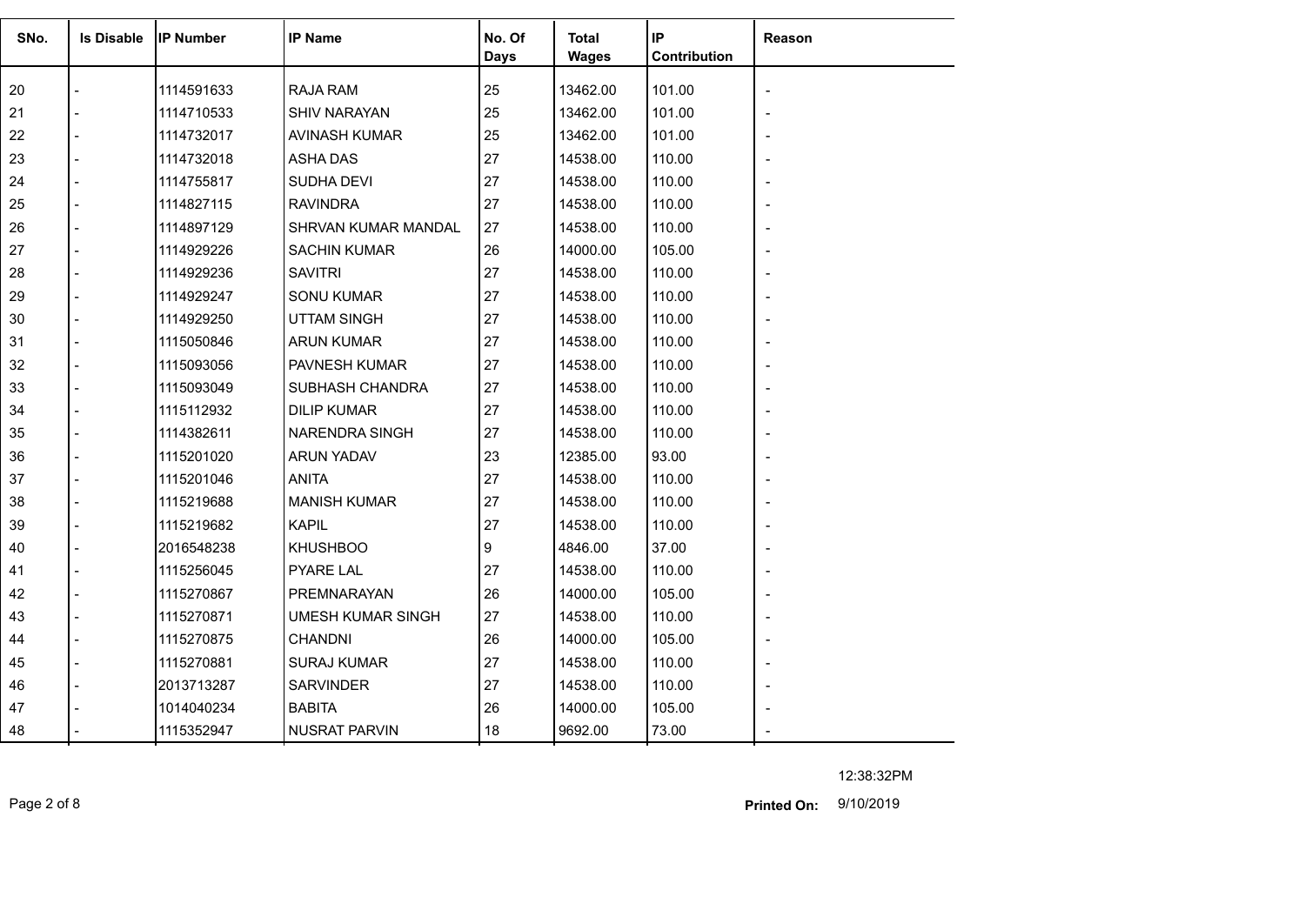| SNo. | Is Disable | IP Number | IP Name | No. Of Days | Total Wages | IP Contribution | Reason |
|---|---|---|---|---|---|---|---|
| 20 | - | 1114591633 | RAJA RAM | 25 | 13462.00 | 101.00 | - |
| 21 | - | 1114710533 | SHIV NARAYAN | 25 | 13462.00 | 101.00 | - |
| 22 | - | 1114732017 | AVINASH KUMAR | 25 | 13462.00 | 101.00 | - |
| 23 | - | 1114732018 | ASHA DAS | 27 | 14538.00 | 110.00 | - |
| 24 | - | 1114755817 | SUDHA DEVI | 27 | 14538.00 | 110.00 | - |
| 25 | - | 1114827115 | RAVINDRA | 27 | 14538.00 | 110.00 | - |
| 26 | - | 1114897129 | SHRVAN KUMAR MANDAL | 27 | 14538.00 | 110.00 | - |
| 27 | - | 1114929226 | SACHIN KUMAR | 26 | 14000.00 | 105.00 | - |
| 28 | - | 1114929236 | SAVITRI | 27 | 14538.00 | 110.00 | - |
| 29 | - | 1114929247 | SONU KUMAR | 27 | 14538.00 | 110.00 | - |
| 30 | - | 1114929250 | UTTAM SINGH | 27 | 14538.00 | 110.00 | - |
| 31 | - | 1115050846 | ARUN KUMAR | 27 | 14538.00 | 110.00 | - |
| 32 | - | 1115093056 | PAVNESH KUMAR | 27 | 14538.00 | 110.00 | - |
| 33 | - | 1115093049 | SUBHASH CHANDRA | 27 | 14538.00 | 110.00 | - |
| 34 | - | 1115112932 | DILIP KUMAR | 27 | 14538.00 | 110.00 | - |
| 35 | - | 1114382611 | NARENDRA SINGH | 27 | 14538.00 | 110.00 | - |
| 36 | - | 1115201020 | ARUN YADAV | 23 | 12385.00 | 93.00 | - |
| 37 | - | 1115201046 | ANITA | 27 | 14538.00 | 110.00 | - |
| 38 | - | 1115219688 | MANISH KUMAR | 27 | 14538.00 | 110.00 | - |
| 39 | - | 1115219682 | KAPIL | 27 | 14538.00 | 110.00 | - |
| 40 | - | 2016548238 | KHUSHBOO | 9 | 4846.00 | 37.00 | - |
| 41 | - | 1115256045 | PYARE LAL | 27 | 14538.00 | 110.00 | - |
| 42 | - | 1115270867 | PREMNARAYAN | 26 | 14000.00 | 105.00 | - |
| 43 | - | 1115270871 | UMESH KUMAR SINGH | 27 | 14538.00 | 110.00 | - |
| 44 | - | 1115270875 | CHANDNI | 26 | 14000.00 | 105.00 | - |
| 45 | - | 1115270881 | SURAJ KUMAR | 27 | 14538.00 | 110.00 | - |
| 46 | - | 2013713287 | SARVINDER | 27 | 14538.00 | 110.00 | - |
| 47 | - | 1014040234 | BABITA | 26 | 14000.00 | 105.00 | - |
| 48 | - | 1115352947 | NUSRAT PARVIN | 18 | 9692.00 | 73.00 | - |

12:38:32PM

**Printed On:** 9/10/2019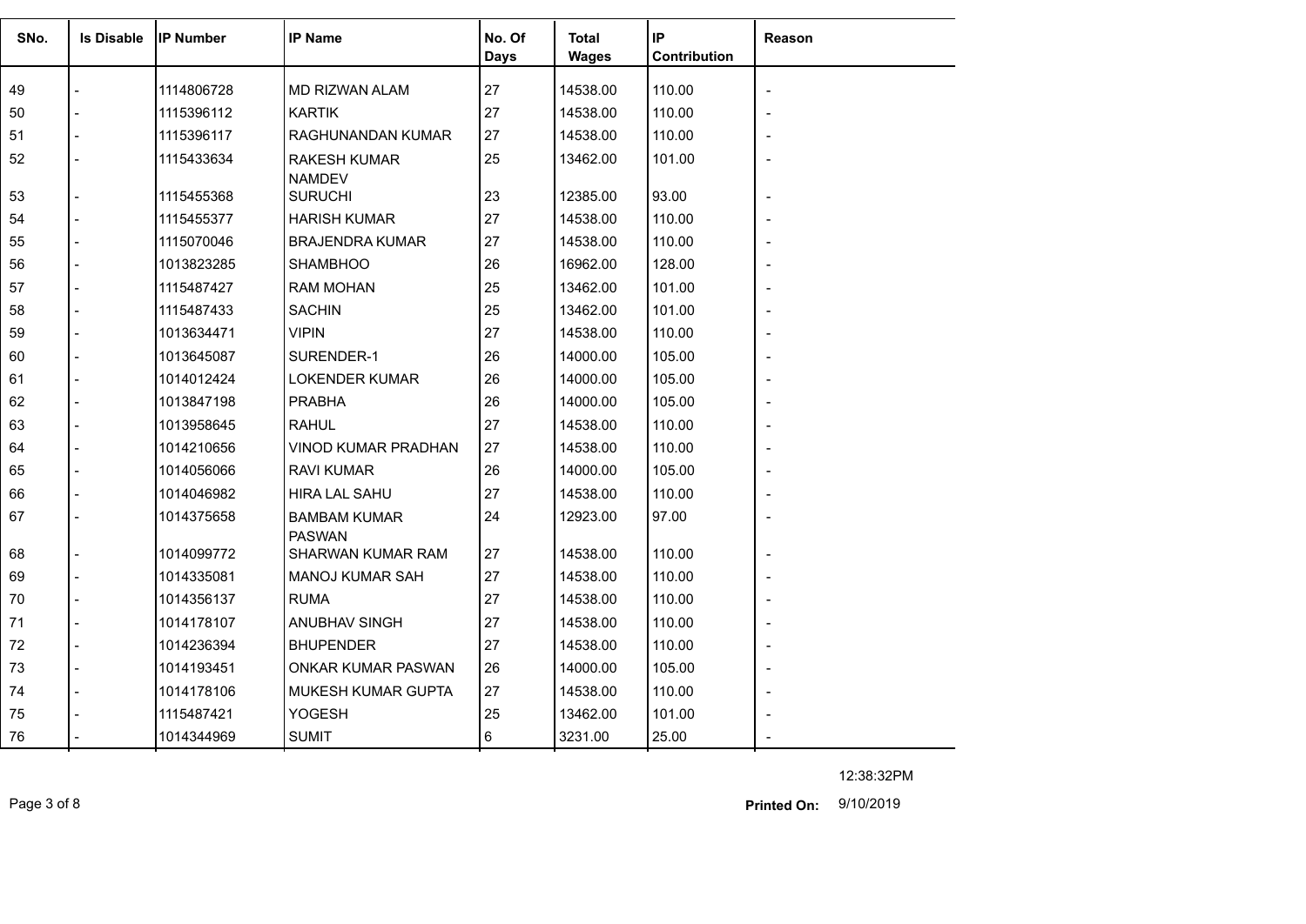| SNo. | Is Disable | IP Number | IP Name | No. Of Days | Total Wages | IP Contribution | Reason |
|---|---|---|---|---|---|---|---|
| 49 | - | 1114806728 | MD RIZWAN ALAM | 27 | 14538.00 | 110.00 | - |
| 50 | - | 1115396112 | KARTIK | 27 | 14538.00 | 110.00 | - |
| 51 | - | 1115396117 | RAGHUNANDAN KUMAR | 27 | 14538.00 | 110.00 | - |
| 52 | - | 1115433634 | RAKESH KUMAR NAMDEV | 25 | 13462.00 | 101.00 | - |
| 53 | - | 1115455368 | SURUCHI | 23 | 12385.00 | 93.00 | - |
| 54 | - | 1115455377 | HARISH KUMAR | 27 | 14538.00 | 110.00 | - |
| 55 | - | 1115070046 | BRAJENDRA KUMAR | 27 | 14538.00 | 110.00 | - |
| 56 | - | 1013823285 | SHAMBHOO | 26 | 16962.00 | 128.00 | - |
| 57 | - | 1115487427 | RAM MOHAN | 25 | 13462.00 | 101.00 | - |
| 58 | - | 1115487433 | SACHIN | 25 | 13462.00 | 101.00 | - |
| 59 | - | 1013634471 | VIPIN | 27 | 14538.00 | 110.00 | - |
| 60 | - | 1013645087 | SURENDER-1 | 26 | 14000.00 | 105.00 | - |
| 61 | - | 1014012424 | LOKENDER KUMAR | 26 | 14000.00 | 105.00 | - |
| 62 | - | 1013847198 | PRABHA | 26 | 14000.00 | 105.00 | - |
| 63 | - | 1013958645 | RAHUL | 27 | 14538.00 | 110.00 | - |
| 64 | - | 1014210656 | VINOD KUMAR PRADHAN | 27 | 14538.00 | 110.00 | - |
| 65 | - | 1014056066 | RAVI KUMAR | 26 | 14000.00 | 105.00 | - |
| 66 | - | 1014046982 | HIRA LAL SAHU | 27 | 14538.00 | 110.00 | - |
| 67 | - | 1014375658 | BAMBAM KUMAR PASWAN | 24 | 12923.00 | 97.00 | - |
| 68 | - | 1014099772 | SHARWAN KUMAR RAM | 27 | 14538.00 | 110.00 | - |
| 69 | - | 1014335081 | MANOJ KUMAR SAH | 27 | 14538.00 | 110.00 | - |
| 70 | - | 1014356137 | RUMA | 27 | 14538.00 | 110.00 | - |
| 71 | - | 1014178107 | ANUBHAV SINGH | 27 | 14538.00 | 110.00 | - |
| 72 | - | 1014236394 | BHUPENDER | 27 | 14538.00 | 110.00 | - |
| 73 | - | 1014193451 | ONKAR KUMAR PASWAN | 26 | 14000.00 | 105.00 | - |
| 74 | - | 1014178106 | MUKESH KUMAR GUPTA | 27 | 14538.00 | 110.00 | - |
| 75 | - | 1115487421 | YOGESH | 25 | 13462.00 | 101.00 | - |
| 76 | - | 1014344969 | SUMIT | 6 | 3231.00 | 25.00 | - |

12:38:32PM

**Printed On:** 9/10/2019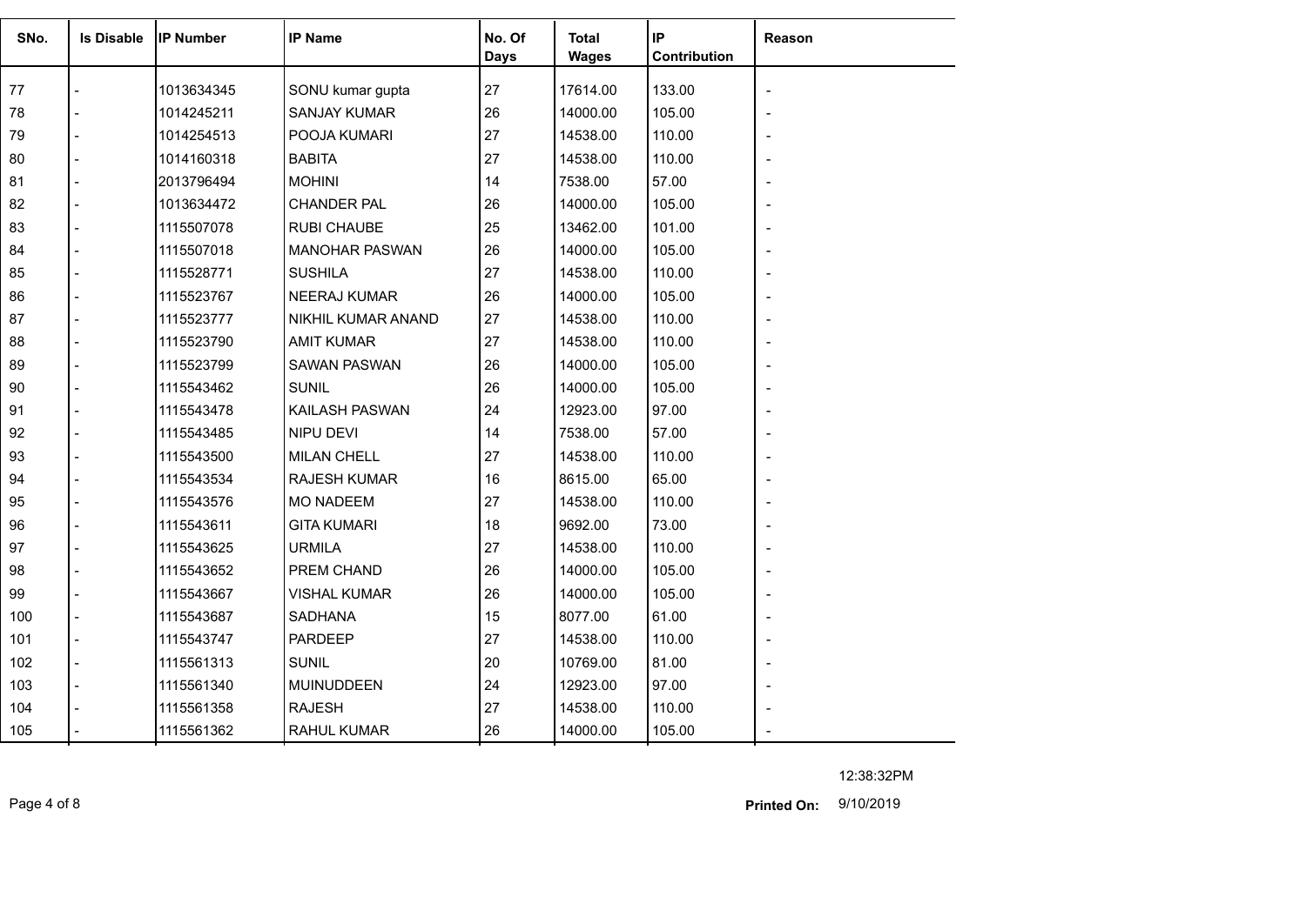| SNo. | Is Disable | IP Number | IP Name | No. Of Days | Total Wages | IP Contribution | Reason |
|---|---|---|---|---|---|---|---|
| 77 | - | 1013634345 | SONU kumar gupta | 27 | 17614.00 | 133.00 | - |
| 78 | - | 1014245211 | SANJAY KUMAR | 26 | 14000.00 | 105.00 | - |
| 79 | - | 1014254513 | POOJA KUMARI | 27 | 14538.00 | 110.00 | - |
| 80 | - | 1014160318 | BABITA | 27 | 14538.00 | 110.00 | - |
| 81 | - | 2013796494 | MOHINI | 14 | 7538.00 | 57.00 | - |
| 82 | - | 1013634472 | CHANDER PAL | 26 | 14000.00 | 105.00 | - |
| 83 | - | 1115507078 | RUBI CHAUBE | 25 | 13462.00 | 101.00 | - |
| 84 | - | 1115507018 | MANOHAR PASWAN | 26 | 14000.00 | 105.00 | - |
| 85 | - | 1115528771 | SUSHILA | 27 | 14538.00 | 110.00 | - |
| 86 | - | 1115523767 | NEERAJ KUMAR | 26 | 14000.00 | 105.00 | - |
| 87 | - | 1115523777 | NIKHIL KUMAR ANAND | 27 | 14538.00 | 110.00 | - |
| 88 | - | 1115523790 | AMIT KUMAR | 27 | 14538.00 | 110.00 | - |
| 89 | - | 1115523799 | SAWAN PASWAN | 26 | 14000.00 | 105.00 | - |
| 90 | - | 1115543462 | SUNIL | 26 | 14000.00 | 105.00 | - |
| 91 | - | 1115543478 | KAILASH PASWAN | 24 | 12923.00 | 97.00 | - |
| 92 | - | 1115543485 | NIPU DEVI | 14 | 7538.00 | 57.00 | - |
| 93 | - | 1115543500 | MILAN CHELL | 27 | 14538.00 | 110.00 | - |
| 94 | - | 1115543534 | RAJESH KUMAR | 16 | 8615.00 | 65.00 | - |
| 95 | - | 1115543576 | MO NADEEM | 27 | 14538.00 | 110.00 | - |
| 96 | - | 1115543611 | GITA KUMARI | 18 | 9692.00 | 73.00 | - |
| 97 | - | 1115543625 | URMILA | 27 | 14538.00 | 110.00 | - |
| 98 | - | 1115543652 | PREM CHAND | 26 | 14000.00 | 105.00 | - |
| 99 | - | 1115543667 | VISHAL KUMAR | 26 | 14000.00 | 105.00 | - |
| 100 | - | 1115543687 | SADHANA | 15 | 8077.00 | 61.00 | - |
| 101 | - | 1115543747 | PARDEEP | 27 | 14538.00 | 110.00 | - |
| 102 | - | 1115561313 | SUNIL | 20 | 10769.00 | 81.00 | - |
| 103 | - | 1115561340 | MUINUDDEEN | 24 | 12923.00 | 97.00 | - |
| 104 | - | 1115561358 | RAJESH | 27 | 14538.00 | 110.00 | - |
| 105 | - | 1115561362 | RAHUL KUMAR | 26 | 14000.00 | 105.00 | - |

12:38:32PM

**Printed On:** 9/10/2019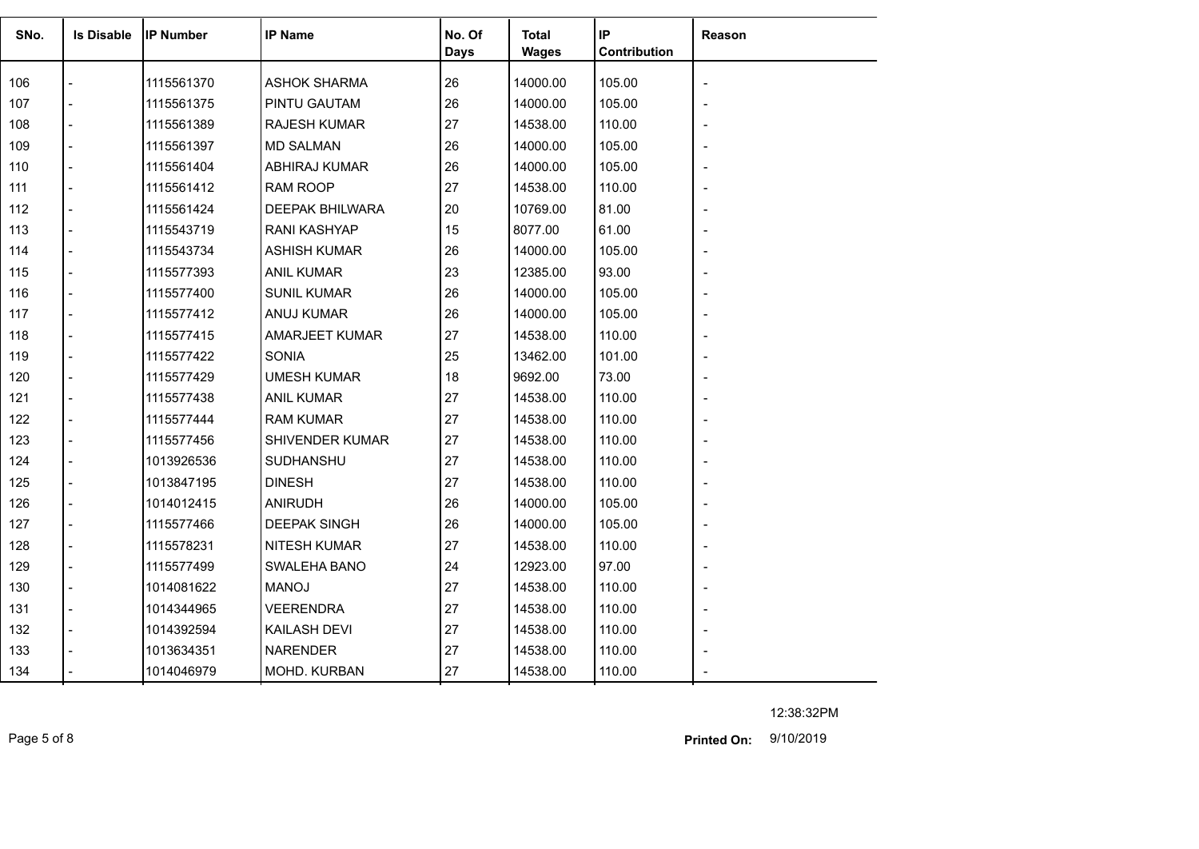| SNo. | Is Disable | IP Number | IP Name | No. Of Days | Total Wages | IP Contribution | Reason |
|---|---|---|---|---|---|---|---|
| 106 | - | 1115561370 | ASHOK SHARMA | 26 | 14000.00 | 105.00 | - |
| 107 | - | 1115561375 | PINTU GAUTAM | 26 | 14000.00 | 105.00 | - |
| 108 | - | 1115561389 | RAJESH KUMAR | 27 | 14538.00 | 110.00 | - |
| 109 | - | 1115561397 | MD SALMAN | 26 | 14000.00 | 105.00 | - |
| 110 | - | 1115561404 | ABHIRAJ KUMAR | 26 | 14000.00 | 105.00 | - |
| 111 | - | 1115561412 | RAM ROOP | 27 | 14538.00 | 110.00 | - |
| 112 | - | 1115561424 | DEEPAK BHILWARA | 20 | 10769.00 | 81.00 | - |
| 113 | - | 1115543719 | RANI KASHYAP | 15 | 8077.00 | 61.00 | - |
| 114 | - | 1115543734 | ASHISH KUMAR | 26 | 14000.00 | 105.00 | - |
| 115 | - | 1115577393 | ANIL KUMAR | 23 | 12385.00 | 93.00 | - |
| 116 | - | 1115577400 | SUNIL KUMAR | 26 | 14000.00 | 105.00 | - |
| 117 | - | 1115577412 | ANUJ KUMAR | 26 | 14000.00 | 105.00 | - |
| 118 | - | 1115577415 | AMARJEET KUMAR | 27 | 14538.00 | 110.00 | - |
| 119 | - | 1115577422 | SONIA | 25 | 13462.00 | 101.00 | - |
| 120 | - | 1115577429 | UMESH KUMAR | 18 | 9692.00 | 73.00 | - |
| 121 | - | 1115577438 | ANIL KUMAR | 27 | 14538.00 | 110.00 | - |
| 122 | - | 1115577444 | RAM KUMAR | 27 | 14538.00 | 110.00 | - |
| 123 | - | 1115577456 | SHIVENDER KUMAR | 27 | 14538.00 | 110.00 | - |
| 124 | - | 1013926536 | SUDHANSHU | 27 | 14538.00 | 110.00 | - |
| 125 | - | 1013847195 | DINESH | 27 | 14538.00 | 110.00 | - |
| 126 | - | 1014012415 | ANIRUDH | 26 | 14000.00 | 105.00 | - |
| 127 | - | 1115577466 | DEEPAK SINGH | 26 | 14000.00 | 105.00 | - |
| 128 | - | 1115578231 | NITESH KUMAR | 27 | 14538.00 | 110.00 | - |
| 129 | - | 1115577499 | SWALEHA BANO | 24 | 12923.00 | 97.00 | - |
| 130 | - | 1014081622 | MANOJ | 27 | 14538.00 | 110.00 | - |
| 131 | - | 1014344965 | VEERENDRA | 27 | 14538.00 | 110.00 | - |
| 132 | - | 1014392594 | KAILASH DEVI | 27 | 14538.00 | 110.00 | - |
| 133 | - | 1013634351 | NARENDER | 27 | 14538.00 | 110.00 | - |
| 134 | - | 1014046979 | MOHD. KURBAN | 27 | 14538.00 | 110.00 | - |

12:38:32PM

**Printed On:** 9/10/2019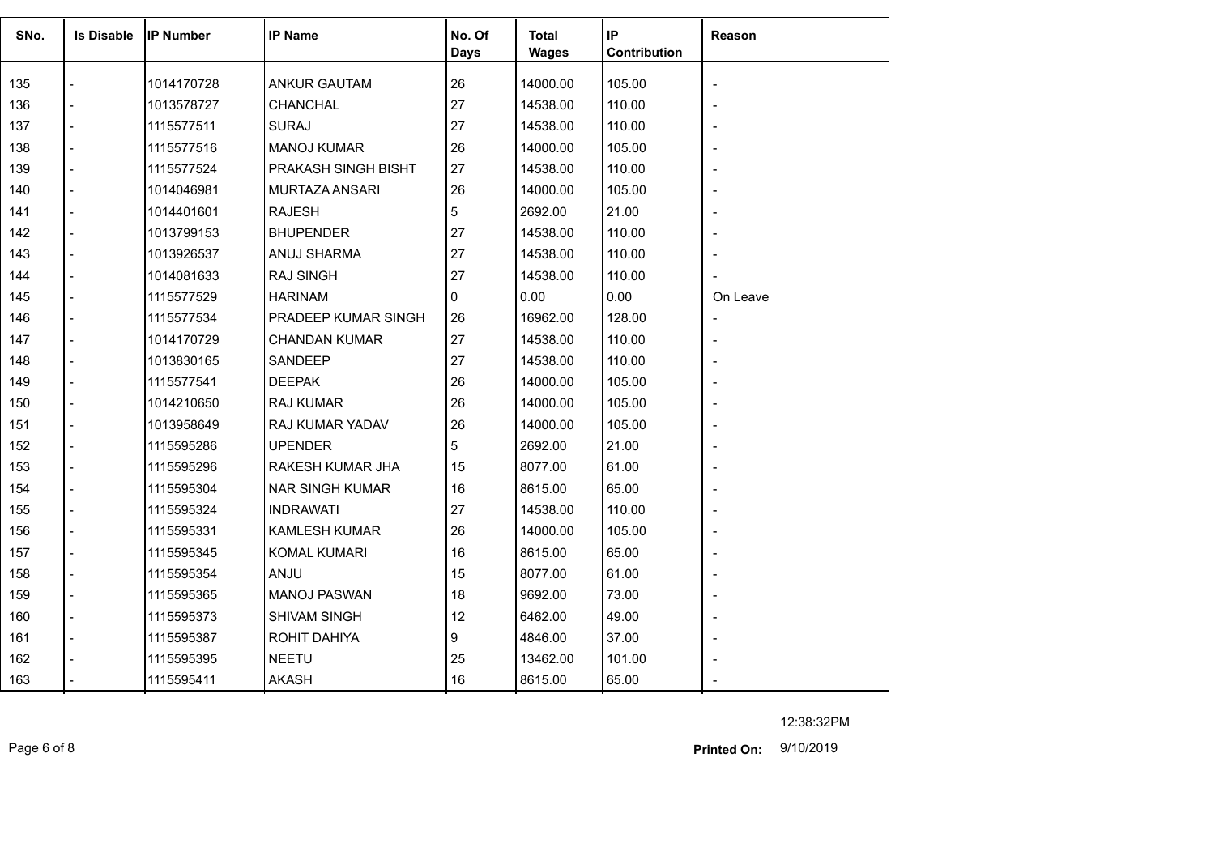| SNo. | Is Disable | IP Number | IP Name | No. Of Days | Total Wages | IP Contribution | Reason |
|---|---|---|---|---|---|---|---|
| 135 | - | 1014170728 | ANKUR GAUTAM | 26 | 14000.00 | 105.00 | - |
| 136 | - | 1013578727 | CHANCHAL | 27 | 14538.00 | 110.00 | - |
| 137 | - | 1115577511 | SURAJ | 27 | 14538.00 | 110.00 | - |
| 138 | - | 1115577516 | MANOJ KUMAR | 26 | 14000.00 | 105.00 | - |
| 139 | - | 1115577524 | PRAKASH SINGH BISHT | 27 | 14538.00 | 110.00 | - |
| 140 | - | 1014046981 | MURTAZA ANSARI | 26 | 14000.00 | 105.00 | - |
| 141 | - | 1014401601 | RAJESH | 5 | 2692.00 | 21.00 | - |
| 142 | - | 1013799153 | BHUPENDER | 27 | 14538.00 | 110.00 | - |
| 143 | - | 1013926537 | ANUJ SHARMA | 27 | 14538.00 | 110.00 | - |
| 144 | - | 1014081633 | RAJ SINGH | 27 | 14538.00 | 110.00 | - |
| 145 | - | 1115577529 | HARINAM | 0 | 0.00 | 0.00 | On Leave |
| 146 | - | 1115577534 | PRADEEP KUMAR SINGH | 26 | 16962.00 | 128.00 | - |
| 147 | - | 1014170729 | CHANDAN KUMAR | 27 | 14538.00 | 110.00 | - |
| 148 | - | 1013830165 | SANDEEP | 27 | 14538.00 | 110.00 | - |
| 149 | - | 1115577541 | DEEPAK | 26 | 14000.00 | 105.00 | - |
| 150 | - | 1014210650 | RAJ KUMAR | 26 | 14000.00 | 105.00 | - |
| 151 | - | 1013958649 | RAJ KUMAR YADAV | 26 | 14000.00 | 105.00 | - |
| 152 | - | 1115595286 | UPENDER | 5 | 2692.00 | 21.00 | - |
| 153 | - | 1115595296 | RAKESH KUMAR JHA | 15 | 8077.00 | 61.00 | - |
| 154 | - | 1115595304 | NAR SINGH KUMAR | 16 | 8615.00 | 65.00 | - |
| 155 | - | 1115595324 | INDRAWATI | 27 | 14538.00 | 110.00 | - |
| 156 | - | 1115595331 | KAMLESH KUMAR | 26 | 14000.00 | 105.00 | - |
| 157 | - | 1115595345 | KOMAL KUMARI | 16 | 8615.00 | 65.00 | - |
| 158 | - | 1115595354 | ANJU | 15 | 8077.00 | 61.00 | - |
| 159 | - | 1115595365 | MANOJ PASWAN | 18 | 9692.00 | 73.00 | - |
| 160 | - | 1115595373 | SHIVAM SINGH | 12 | 6462.00 | 49.00 | - |
| 161 | - | 1115595387 | ROHIT DAHIYA | 9 | 4846.00 | 37.00 | - |
| 162 | - | 1115595395 | NEETU | 25 | 13462.00 | 101.00 | - |
| 163 | - | 1115595411 | AKASH | 16 | 8615.00 | 65.00 | - |

12:38:32PM

**Printed On:** 9/10/2019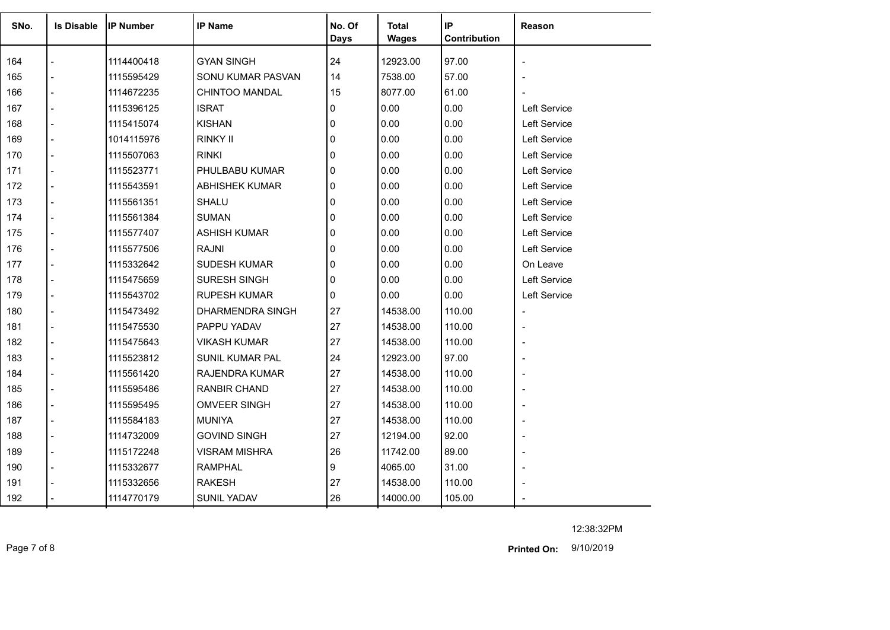| SNo. | Is Disable | IP Number | IP Name | No. Of Days | Total Wages | IP Contribution | Reason |
|---|---|---|---|---|---|---|---|
| 164 | - | 1114400418 | GYAN SINGH | 24 | 12923.00 | 97.00 | - |
| 165 | - | 1115595429 | SONU KUMAR PASVAN | 14 | 7538.00 | 57.00 | - |
| 166 | - | 1114672235 | CHINTOO MANDAL | 15 | 8077.00 | 61.00 | - |
| 167 | - | 1115396125 | ISRAT | 0 | 0.00 | 0.00 | Left Service |
| 168 | - | 1115415074 | KISHAN | 0 | 0.00 | 0.00 | Left Service |
| 169 | - | 1014115976 | RINKY II | 0 | 0.00 | 0.00 | Left Service |
| 170 | - | 1115507063 | RINKI | 0 | 0.00 | 0.00 | Left Service |
| 171 | - | 1115523771 | PHULBABU KUMAR | 0 | 0.00 | 0.00 | Left Service |
| 172 | - | 1115543591 | ABHISHEK KUMAR | 0 | 0.00 | 0.00 | Left Service |
| 173 | - | 1115561351 | SHALU | 0 | 0.00 | 0.00 | Left Service |
| 174 | - | 1115561384 | SUMAN | 0 | 0.00 | 0.00 | Left Service |
| 175 | - | 1115577407 | ASHISH KUMAR | 0 | 0.00 | 0.00 | Left Service |
| 176 | - | 1115577506 | RAJNI | 0 | 0.00 | 0.00 | Left Service |
| 177 | - | 1115332642 | SUDESH KUMAR | 0 | 0.00 | 0.00 | On Leave |
| 178 | - | 1115475659 | SURESH SINGH | 0 | 0.00 | 0.00 | Left Service |
| 179 | - | 1115543702 | RUPESH KUMAR | 0 | 0.00 | 0.00 | Left Service |
| 180 | - | 1115473492 | DHARMENDRA SINGH | 27 | 14538.00 | 110.00 | - |
| 181 | - | 1115475530 | PAPPU YADAV | 27 | 14538.00 | 110.00 | - |
| 182 | - | 1115475643 | VIKASH KUMAR | 27 | 14538.00 | 110.00 | - |
| 183 | - | 1115523812 | SUNIL KUMAR PAL | 24 | 12923.00 | 97.00 | - |
| 184 | - | 1115561420 | RAJENDRA KUMAR | 27 | 14538.00 | 110.00 | - |
| 185 | - | 1115595486 | RANBIR CHAND | 27 | 14538.00 | 110.00 | - |
| 186 | - | 1115595495 | OMVEER SINGH | 27 | 14538.00 | 110.00 | - |
| 187 | - | 1115584183 | MUNIYA | 27 | 14538.00 | 110.00 | - |
| 188 | - | 1114732009 | GOVIND SINGH | 27 | 12194.00 | 92.00 | - |
| 189 | - | 1115172248 | VISRAM MISHRA | 26 | 11742.00 | 89.00 | - |
| 190 | - | 1115332677 | RAMPHAL | 9 | 4065.00 | 31.00 | - |
| 191 | - | 1115332656 | RAKESH | 27 | 14538.00 | 110.00 | - |
| 192 | - | 1114770179 | SUNIL YADAV | 26 | 14000.00 | 105.00 | - |

12:38:32PM

**Printed On:** 9/10/2019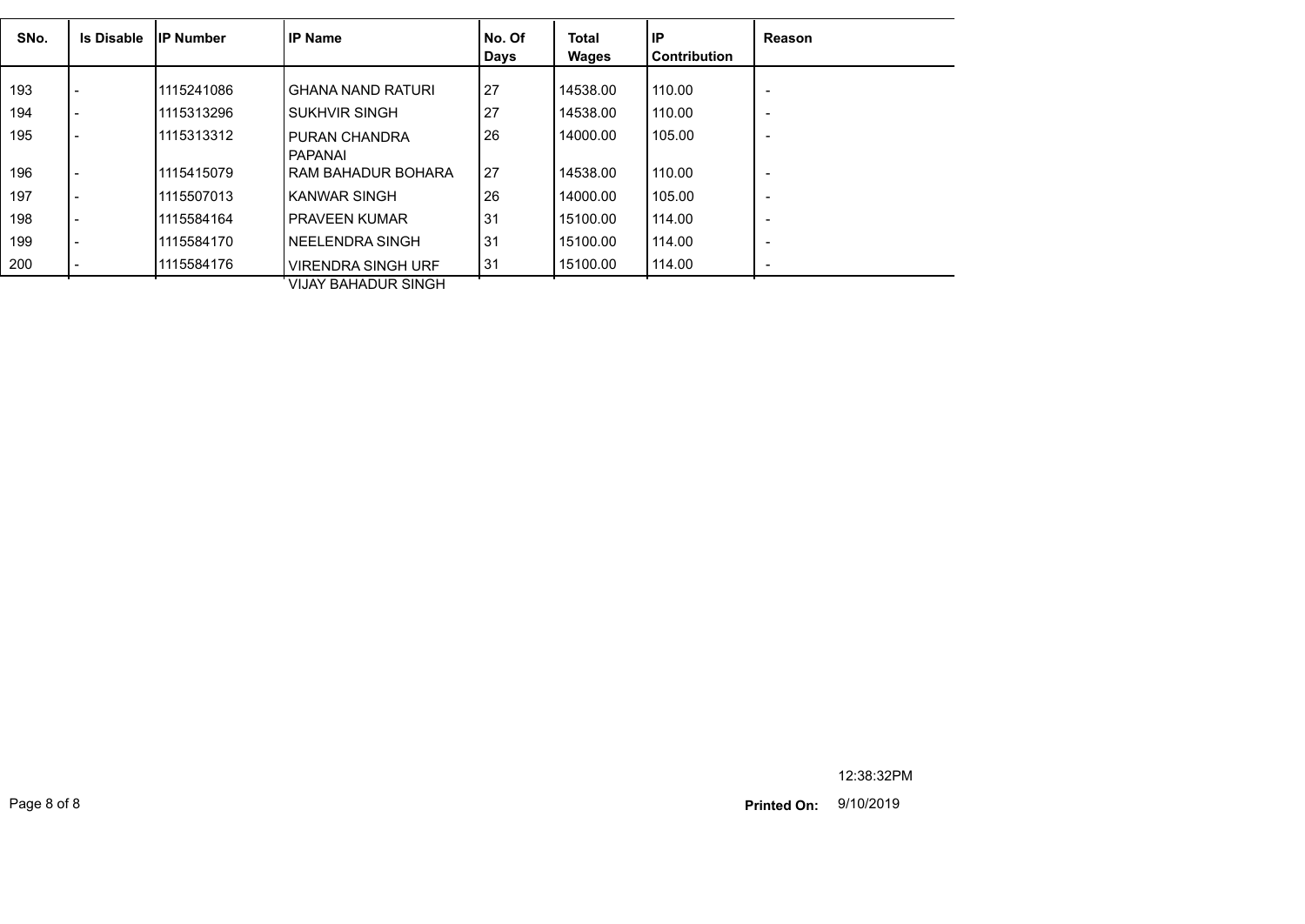| SNo. | Is Disable | IP Number | IP Name | No. Of Days | Total Wages | IP Contribution | Reason |
|---|---|---|---|---|---|---|---|
| 193 | - | 1115241086 | GHANA NAND RATURI | 27 | 14538.00 | 110.00 | - |
| 194 | - | 1115313296 | SUKHVIR SINGH | 27 | 14538.00 | 110.00 | - |
| 195 | - | 1115313312 | PURAN CHANDRA PAPANAI | 26 | 14000.00 | 105.00 | - |
| 196 | - | 1115415079 | RAM BAHADUR BOHARA | 27 | 14538.00 | 110.00 | - |
| 197 | - | 1115507013 | KANWAR SINGH | 26 | 14000.00 | 105.00 | - |
| 198 | - | 1115584164 | PRAVEEN KUMAR | 31 | 15100.00 | 114.00 | - |
| 199 | - | 1115584170 | NEELENDRA SINGH | 31 | 15100.00 | 114.00 | - |
| 200 | - | 1115584176 | VIRENDRA SINGH URF VIJAY BAHADUR SINGH | 31 | 15100.00 | 114.00 | - |

12:38:32PM

**Printed On:** 9/10/2019